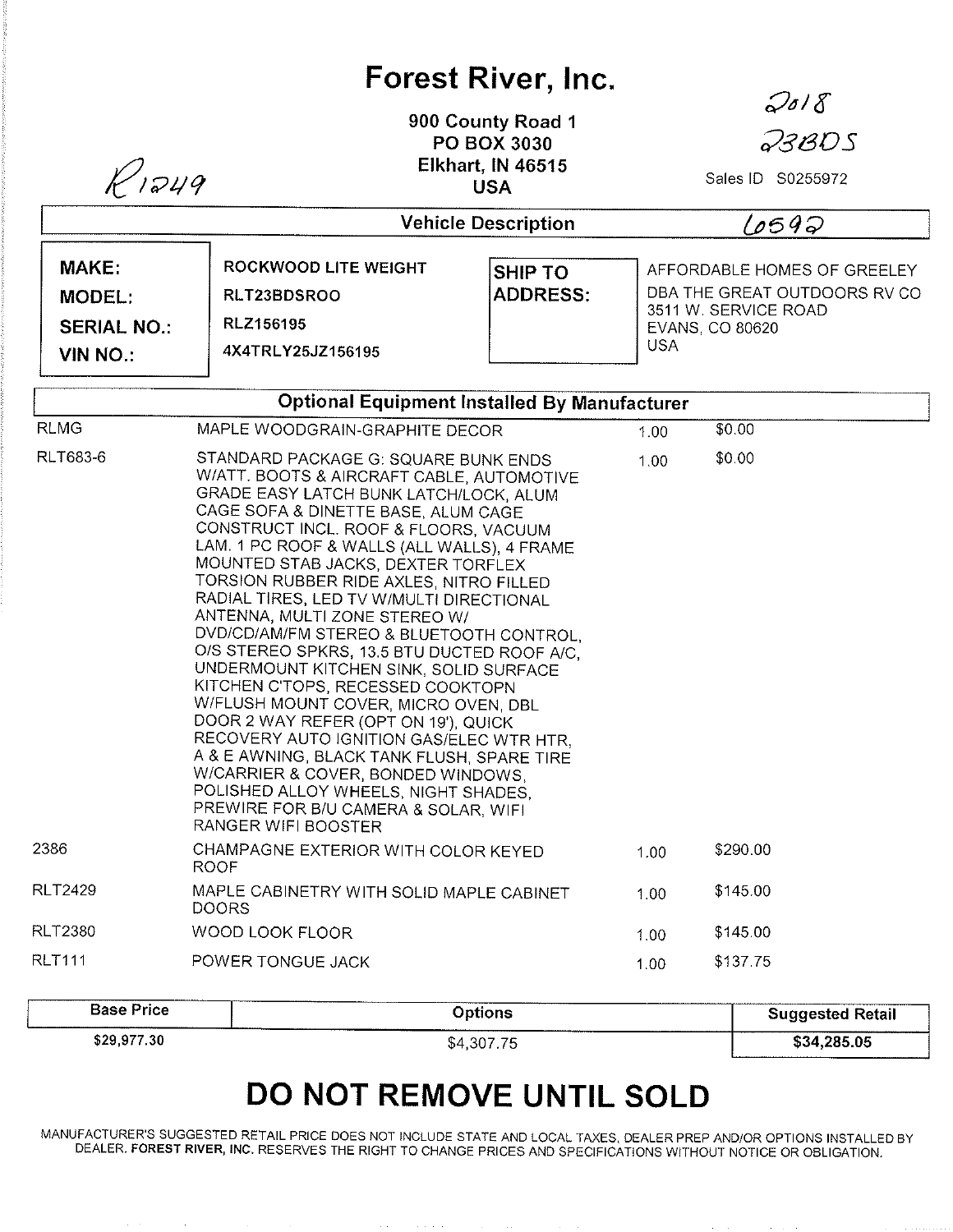# Forest River, Inc.

900 County Road 1
PO BOX 3030
Elkhart, IN 46515
USA

R1249

2018
23BDS

Sales ID S0255972

## Vehicle Description

6592

| MAKE: | ROCKWOOD LITE WEIGHT |
|---|---|
| MODEL: | RLT23BDSROO |
| SERIAL NO.: | RLZ156195 |
| VIN NO.: | 4X4TRLY25JZ156195 |

**SHIP TO ADDRESS:**

AFFORDABLE HOMES OF GREELEY
DBA THE GREAT OUTDOORS RV CO
3511 W. SERVICE ROAD
EVANS, CO 80620
USA

## Optional Equipment Installed By Manufacturer

| Code | Description | Qty | Price |
|---|---|---|---|
| RLMG | MAPLE WOODGRAIN-GRAPHITE DECOR | 1.00 | $0.00 |
| RLT683-6 | STANDARD PACKAGE G: SQUARE BUNK ENDS W/ATT. BOOTS & AIRCRAFT CABLE, AUTOMOTIVE GRADE EASY LATCH BUNK LATCH/LOCK, ALUM CAGE SOFA & DINETTE BASE, ALUM CAGE CONSTRUCT INCL. ROOF & FLOORS, VACUUM LAM. 1 PC ROOF & WALLS (ALL WALLS), 4 FRAME MOUNTED STAB JACKS, DEXTER TORFLEX TORSION RUBBER RIDE AXLES, NITRO FILLED RADIAL TIRES, LED TV W/MULTI DIRECTIONAL ANTENNA, MULTI ZONE STEREO W/ DVD/CD/AM/FM STEREO & BLUETOOTH CONTROL, O/S STEREO SPKRS, 13.5 BTU DUCTED ROOF A/C, UNDERMOUNT KITCHEN SINK, SOLID SURFACE KITCHEN C'TOPS, RECESSED COOKTOPN W/FLUSH MOUNT COVER, MICRO OVEN, DBL DOOR 2 WAY REFER (OPT ON 19'), QUICK RECOVERY AUTO IGNITION GAS/ELEC WTR HTR, A & E AWNING, BLACK TANK FLUSH, SPARE TIRE W/CARRIER & COVER, BONDED WINDOWS, POLISHED ALLOY WHEELS, NIGHT SHADES, PREWIRE FOR B/U CAMERA & SOLAR, WIFI RANGER WIFI BOOSTER | 1.00 | $0.00 |
| 2386 | CHAMPAGNE EXTERIOR WITH COLOR KEYED ROOF | 1.00 | $290.00 |
| RLT2429 | MAPLE CABINETRY WITH SOLID MAPLE CABINET DOORS | 1.00 | $145.00 |
| RLT2380 | WOOD LOOK FLOOR | 1.00 | $145.00 |
| RLT111 | POWER TONGUE JACK | 1.00 | $137.75 |

| Base Price | Options | Suggested Retail |
|---|---|---|
| $29,977.30 | $4,307.75 | **$34,285.05** |

# DO NOT REMOVE UNTIL SOLD

MANUFACTURER'S SUGGESTED RETAIL PRICE DOES NOT INCLUDE STATE AND LOCAL TAXES, DEALER PREP AND/OR OPTIONS INSTALLED BY DEALER. **FOREST RIVER, INC.** RESERVES THE RIGHT TO CHANGE PRICES AND SPECIFICATIONS WITHOUT NOTICE OR OBLIGATION.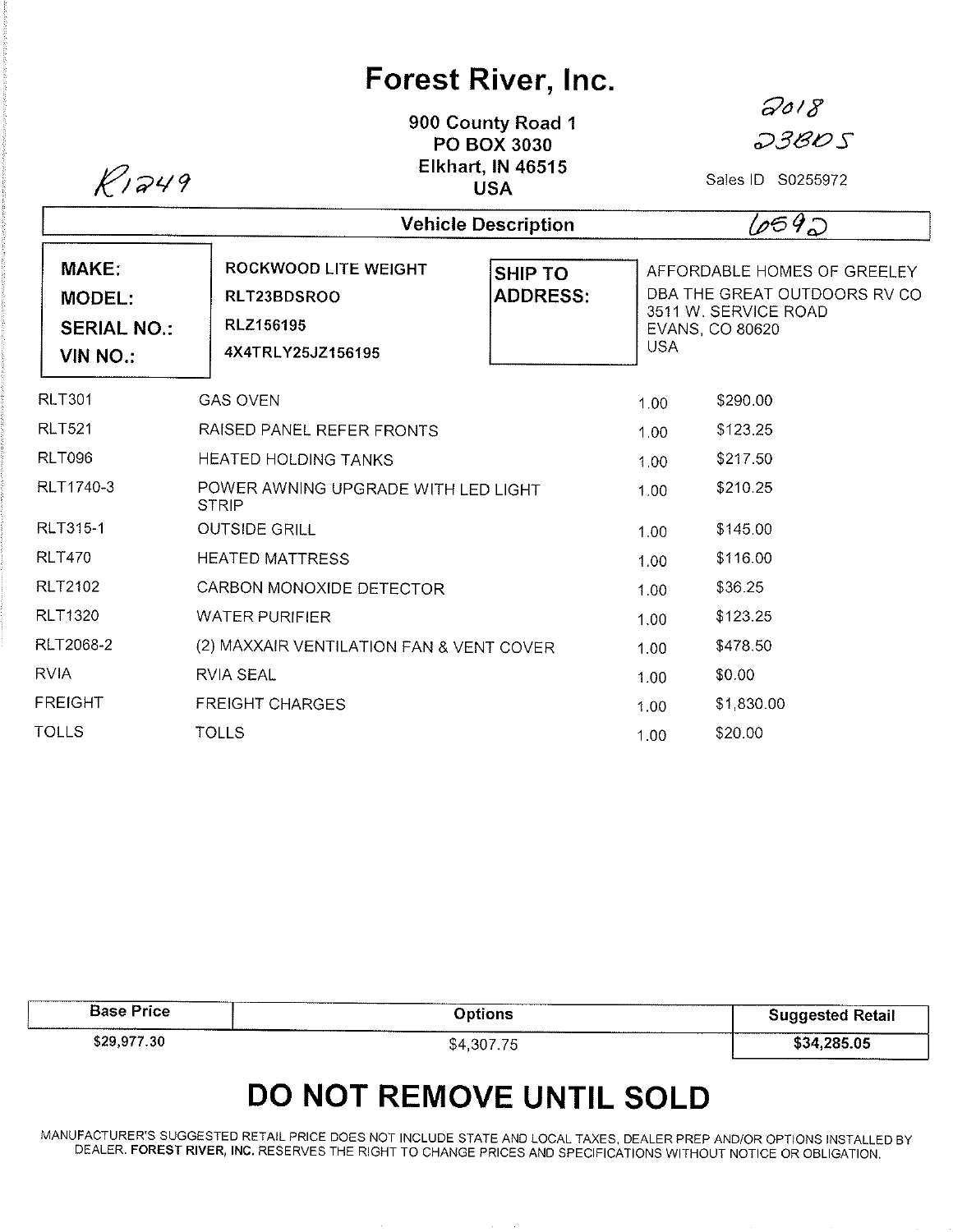# Forest River, Inc.

900 County Road 1
PO BOX 3030
Elkhart, IN 46515
USA

R1249

2018
23BDS

Sales ID S0255972

## Vehicle Description

6592

| | |
|---|---|
| MAKE: | ROCKWOOD LITE WEIGHT |
| MODEL: | RLT23BDSROO |
| SERIAL NO.: | RLZ156195 |
| VIN NO.: | 4X4TRLY25JZ156195 |

**SHIP TO ADDRESS:**
AFFORDABLE HOMES OF GREELEY
DBA THE GREAT OUTDOORS RV CO
3511 W. SERVICE ROAD
EVANS, CO 80620
USA

| | | | |
|---|---|---|---|
| RLT301 | GAS OVEN | 1.00 | $290.00 |
| RLT521 | RAISED PANEL REFER FRONTS | 1.00 | $123.25 |
| RLT096 | HEATED HOLDING TANKS | 1.00 | $217.50 |
| RLT1740-3 | POWER AWNING UPGRADE WITH LED LIGHT STRIP | 1.00 | $210.25 |
| RLT315-1 | OUTSIDE GRILL | 1.00 | $145.00 |
| RLT470 | HEATED MATTRESS | 1.00 | $116.00 |
| RLT2102 | CARBON MONOXIDE DETECTOR | 1.00 | $36.25 |
| RLT1320 | WATER PURIFIER | 1.00 | $123.25 |
| RLT2068-2 | (2) MAXXAIR VENTILATION FAN & VENT COVER | 1.00 | $478.50 |
| RVIA | RVIA SEAL | 1.00 | $0.00 |
| FREIGHT | FREIGHT CHARGES | 1.00 | $1,830.00 |
| TOLLS | TOLLS | 1.00 | $20.00 |

| Base Price | Options | Suggested Retail |
|---|---|---|
| $29,977.30 | $4,307.75 | **$34,285.05** |

# DO NOT REMOVE UNTIL SOLD

MANUFACTURER'S SUGGESTED RETAIL PRICE DOES NOT INCLUDE STATE AND LOCAL TAXES, DEALER PREP AND/OR OPTIONS INSTALLED BY DEALER. **FOREST RIVER, INC.** RESERVES THE RIGHT TO CHANGE PRICES AND SPECIFICATIONS WITHOUT NOTICE OR OBLIGATION.